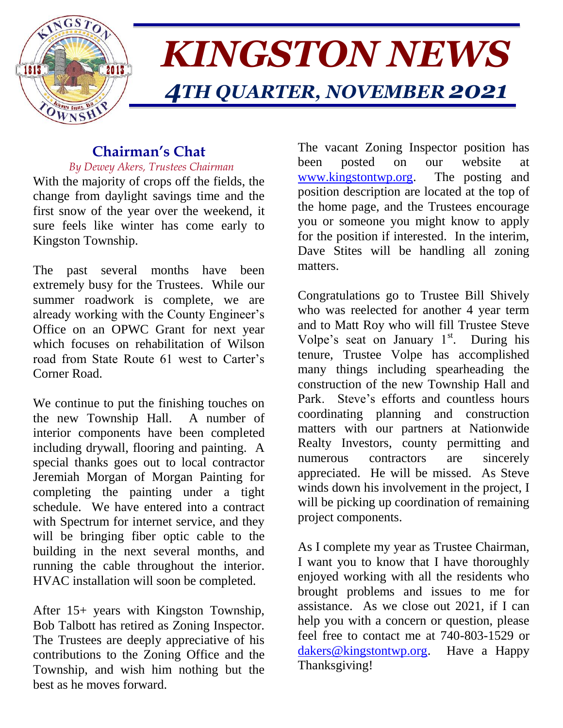# KINGSTON NEWS

## 4TH QUARTER, NOVEMBER 2021

### Chairman's Chat

*By Dewey Akers, Trustees Chairman*

With the majority of crops off the fields, the change from daylight savings time and the first snow of the year over the weekend, it sure feels like winter has come early to Kingston Township.

The past several months have been extremely busy for the Trustees. While our summer roadwork is complete, we are already working with the County Engineer's Office on an OPWC Grant for next year which focuses on rehabilitation of Wilson road from State Route 61 west to Carter's Corner Road.

We continue to put the finishing touches on the new Township Hall. A number of interior components have been completed including drywall, flooring and painting. A special thanks goes out to local contractor Jeremiah Morgan of Morgan Painting for completing the painting under a tight schedule. We have entered into a contract with Spectrum for internet service, and they will be bringing fiber optic cable to the building in the next several months, and running the cable throughout the interior. HVAC installation will soon be completed.

After 15+ years with Kingston Township, Bob Talbott has retired as Zoning Inspector. The Trustees are deeply appreciative of his contributions to the Zoning Office and the Township, and wish him nothing but the best as he moves forward.

The vacant Zoning Inspector position has been posted on our website at www.kingstontwp.org. The posting and position description are located at the top of the home page, and the Trustees encourage you or someone you might know to apply for the position if interested. In the interim, Dave Stites will be handling all zoning matters.

Congratulations go to Trustee Bill Shively who was reelected for another 4 year term and to Matt Roy who will fill Trustee Steve Volpe's seat on January 1st. During his tenure, Trustee Volpe has accomplished many things including spearheading the construction of the new Township Hall and Park. Steve's efforts and countless hours coordinating planning and construction matters with our partners at Nationwide Realty Investors, county permitting and numerous contractors are sincerely appreciated. He will be missed. As Steve winds down his involvement in the project, I will be picking up coordination of remaining project components.

As I complete my year as Trustee Chairman, I want you to know that I have thoroughly enjoyed working with all the residents who brought problems and issues to me for assistance. As we close out 2021, if I can help you with a concern or question, please feel free to contact me at 740-803-1529 or dakers@kingstontwp.org. Have a Happy Thanksgiving!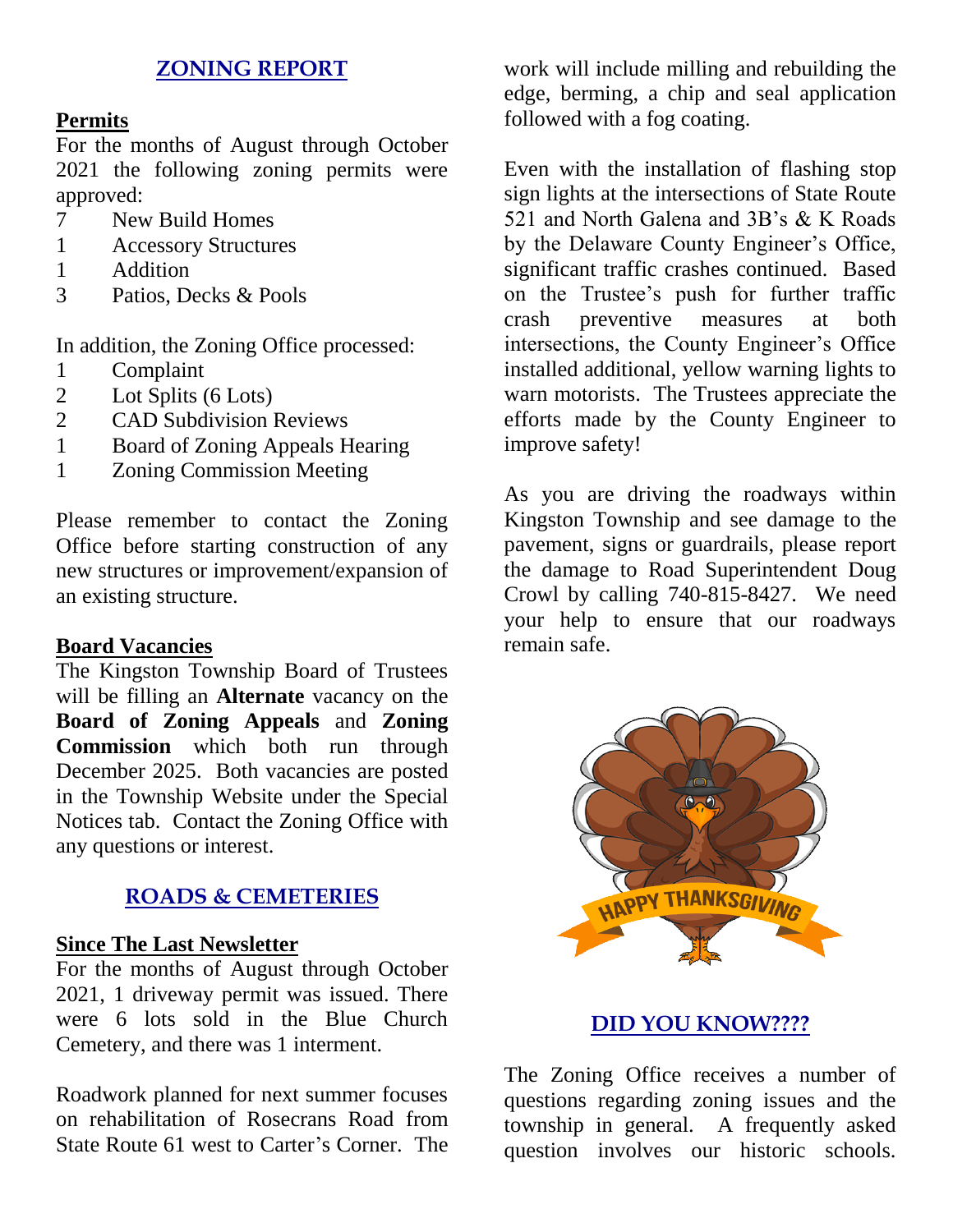## ZONING REPORT

### Permits

For the months of August through October 2021 the following zoning permits were approved:

- 7 New Build Homes
- 1 Accessory Structures
- 1 Addition
- 3 Patios, Decks & Pools

In addition, the Zoning Office processed:

- 1 Complaint
- 2 Lot Splits (6 Lots)
- 2 CAD Subdivision Reviews
- 1 Board of Zoning Appeals Hearing
- 1 Zoning Commission Meeting

Please remember to contact the Zoning Office before starting construction of any new structures or improvement/expansion of an existing structure.

### Board Vacancies

The Kingston Township Board of Trustees will be filling an **Alternate** vacancy on the **Board of Zoning Appeals** and **Zoning Commission** which both run through December 2025. Both vacancies are posted in the Township Website under the Special Notices tab. Contact the Zoning Office with any questions or interest.

## ROADS & CEMETERIES

### Since The Last Newsletter

For the months of August through October 2021, 1 driveway permit was issued. There were 6 lots sold in the Blue Church Cemetery, and there was 1 interment.

Roadwork planned for next summer focuses on rehabilitation of Rosecrans Road from State Route 61 west to Carter's Corner. The work will include milling and rebuilding the edge, berming, a chip and seal application followed with a fog coating.

Even with the installation of flashing stop sign lights at the intersections of State Route 521 and North Galena and 3B's & K Roads by the Delaware County Engineer's Office, significant traffic crashes continued. Based on the Trustee's push for further traffic crash preventive measures at both intersections, the County Engineer's Office installed additional, yellow warning lights to warn motorists. The Trustees appreciate the efforts made by the County Engineer to improve safety!

As you are driving the roadways within Kingston Township and see damage to the pavement, signs or guardrails, please report the damage to Road Superintendent Doug Crowl by calling 740-815-8427. We need your help to ensure that our roadways remain safe.

## DID YOU KNOW????

The Zoning Office receives a number of questions regarding zoning issues and the township in general. A frequently asked question involves our historic schools.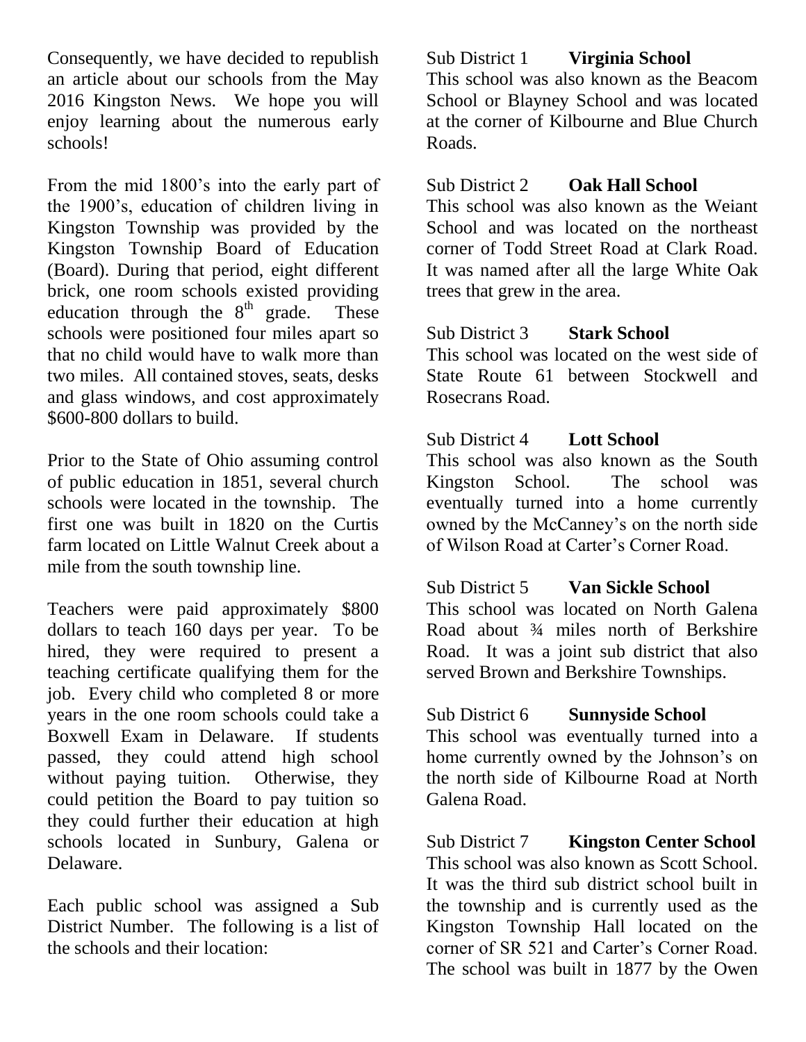Consequently, we have decided to republish an article about our schools from the May 2016 Kingston News. We hope you will enjoy learning about the numerous early schools!

From the mid 1800's into the early part of the 1900's, education of children living in Kingston Township was provided by the Kingston Township Board of Education (Board). During that period, eight different brick, one room schools existed providing education through the 8th grade. These schools were positioned four miles apart so that no child would have to walk more than two miles. All contained stoves, seats, desks and glass windows, and cost approximately $600-800 dollars to build.

Prior to the State of Ohio assuming control of public education in 1851, several church schools were located in the township. The first one was built in 1820 on the Curtis farm located on Little Walnut Creek about a mile from the south township line.

Teachers were paid approximately $800 dollars to teach 160 days per year. To be hired, they were required to present a teaching certificate qualifying them for the job. Every child who completed 8 or more years in the one room schools could take a Boxwell Exam in Delaware. If students passed, they could attend high school without paying tuition. Otherwise, they could petition the Board to pay tuition so they could further their education at high schools located in Sunbury, Galena or Delaware.

Each public school was assigned a Sub District Number. The following is a list of the schools and their location:

Sub District 1 **Virginia School**
This school was also known as the Beacom School or Blayney School and was located at the corner of Kilbourne and Blue Church Roads.

Sub District 2 **Oak Hall School**
This school was also known as the Weiant School and was located on the northeast corner of Todd Street Road at Clark Road. It was named after all the large White Oak trees that grew in the area.

Sub District 3 **Stark School**
This school was located on the west side of State Route 61 between Stockwell and Rosecrans Road.

Sub District 4 **Lott School**
This school was also known as the South Kingston School. The school was eventually turned into a home currently owned by the McCanney's on the north side of Wilson Road at Carter's Corner Road.

Sub District 5 **Van Sickle School**
This school was located on North Galena Road about ¾ miles north of Berkshire Road. It was a joint sub district that also served Brown and Berkshire Townships.

Sub District 6 **Sunnyside School**
This school was eventually turned into a home currently owned by the Johnson's on the north side of Kilbourne Road at North Galena Road.

Sub District 7 **Kingston Center School**
This school was also known as Scott School. It was the third sub district school built in the township and is currently used as the Kingston Township Hall located on the corner of SR 521 and Carter's Corner Road. The school was built in 1877 by the Owen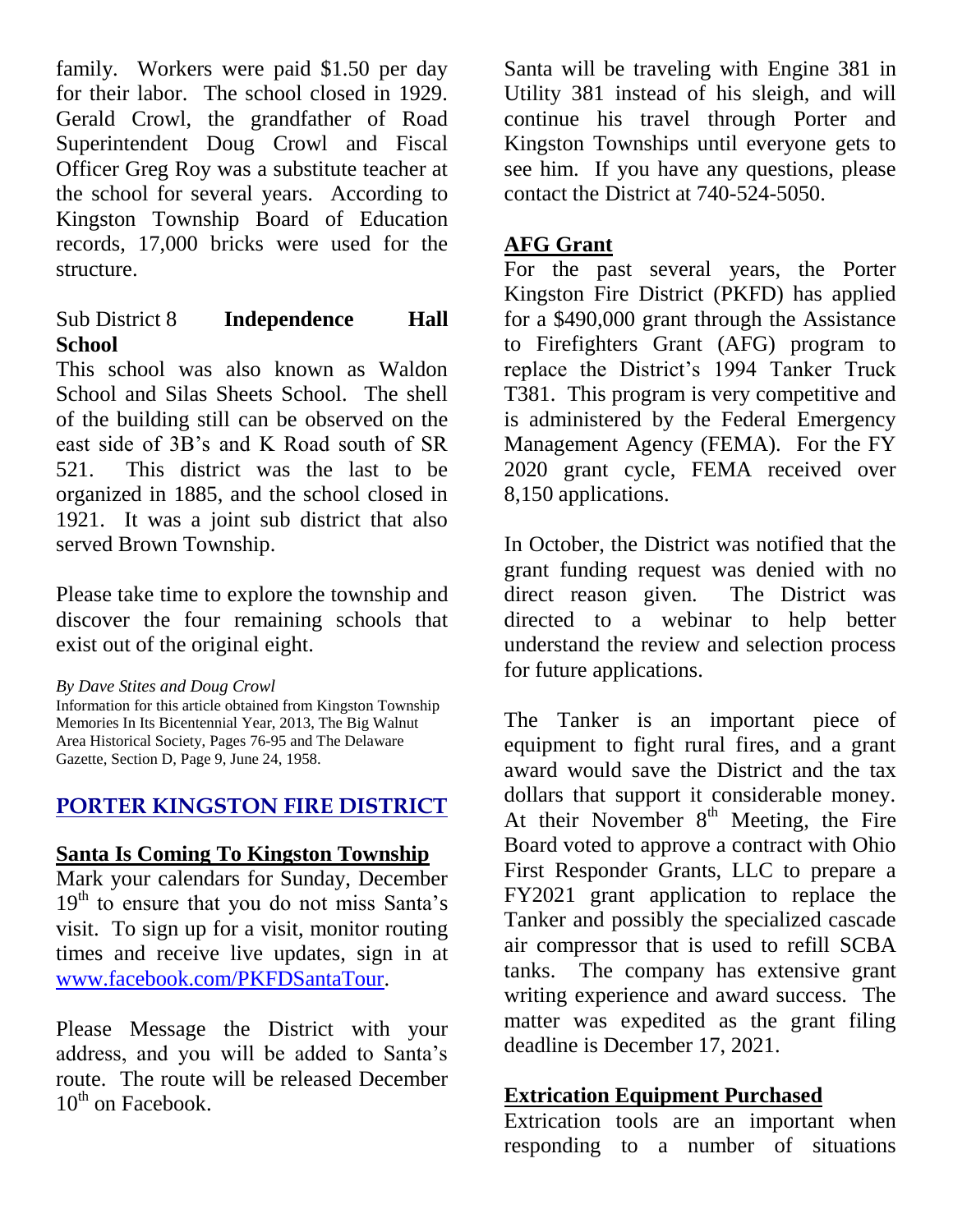family. Workers were paid $1.50 per day for their labor. The school closed in 1929. Gerald Crowl, the grandfather of Road Superintendent Doug Crowl and Fiscal Officer Greg Roy was a substitute teacher at the school for several years. According to Kingston Township Board of Education records, 17,000 bricks were used for the structure.

Sub District 8 **Independence Hall School**

This school was also known as Waldon School and Silas Sheets School. The shell of the building still can be observed on the east side of 3B's and K Road south of SR 521. This district was the last to be organized in 1885, and the school closed in 1921. It was a joint sub district that also served Brown Township.

Please take time to explore the township and discover the four remaining schools that exist out of the original eight.

*By Dave Stites and Doug Crowl*

Information for this article obtained from Kingston Township Memories In Its Bicentennial Year, 2013, The Big Walnut Area Historical Society, Pages 76-95 and The Delaware Gazette, Section D, Page 9, June 24, 1958.

## PORTER KINGSTON FIRE DISTRICT

### Santa Is Coming To Kingston Township

Mark your calendars for Sunday, December 19th to ensure that you do not miss Santa's visit. To sign up for a visit, monitor routing times and receive live updates, sign in at www.facebook.com/PKFDSantaTour.

Please Message the District with your address, and you will be added to Santa's route. The route will be released December 10th on Facebook.

Santa will be traveling with Engine 381 in Utility 381 instead of his sleigh, and will continue his travel through Porter and Kingston Townships until everyone gets to see him. If you have any questions, please contact the District at 740-524-5050.

### AFG Grant

For the past several years, the Porter Kingston Fire District (PKFD) has applied for a $490,000 grant through the Assistance to Firefighters Grant (AFG) program to replace the District's 1994 Tanker Truck T381. This program is very competitive and is administered by the Federal Emergency Management Agency (FEMA). For the FY 2020 grant cycle, FEMA received over 8,150 applications.

In October, the District was notified that the grant funding request was denied with no direct reason given. The District was directed to a webinar to help better understand the review and selection process for future applications.

The Tanker is an important piece of equipment to fight rural fires, and a grant award would save the District and the tax dollars that support it considerable money. At their November 8th Meeting, the Fire Board voted to approve a contract with Ohio First Responder Grants, LLC to prepare a FY2021 grant application to replace the Tanker and possibly the specialized cascade air compressor that is used to refill SCBA tanks. The company has extensive grant writing experience and award success. The matter was expedited as the grant filing deadline is December 17, 2021.

### Extrication Equipment Purchased

Extrication tools are an important when responding to a number of situations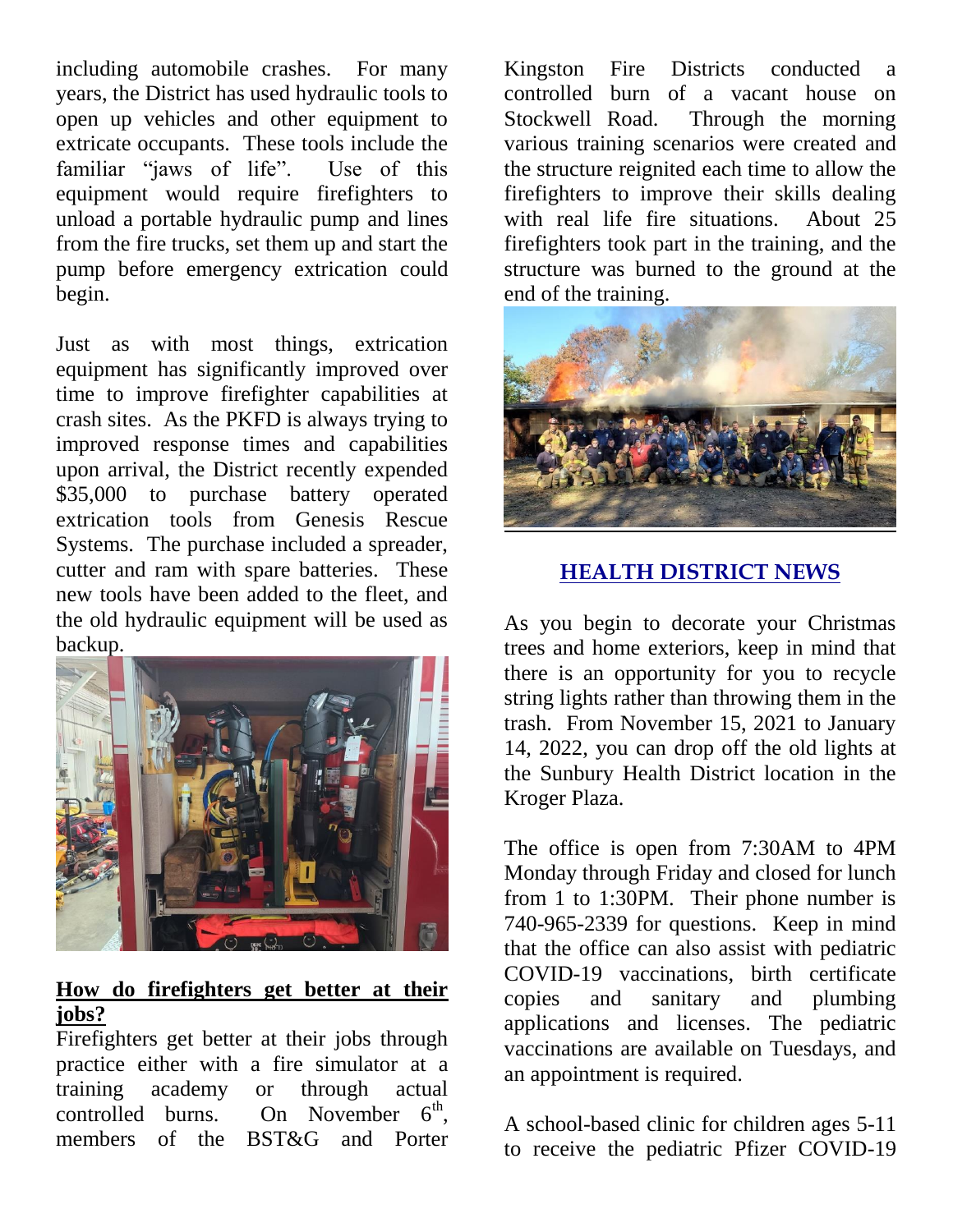including automobile crashes. For many years, the District has used hydraulic tools to open up vehicles and other equipment to extricate occupants. These tools include the familiar "jaws of life". Use of this equipment would require firefighters to unload a portable hydraulic pump and lines from the fire trucks, set them up and start the pump before emergency extrication could begin.

Just as with most things, extrication equipment has significantly improved over time to improve firefighter capabilities at crash sites. As the PKFD is always trying to improved response times and capabilities upon arrival, the District recently expended $35,000 to purchase battery operated extrication tools from Genesis Rescue Systems. The purchase included a spreader, cutter and ram with spare batteries. These new tools have been added to the fleet, and the old hydraulic equipment will be used as backup.

**How do firefighters get better at their jobs?**

Firefighters get better at their jobs through practice either with a fire simulator at a training academy or through actual controlled burns. On November 6th, members of the BST&G and Porter Kingston Fire Districts conducted a controlled burn of a vacant house on Stockwell Road. Through the morning various training scenarios were created and the structure reignited each time to allow the firefighters to improve their skills dealing with real life fire situations. About 25 firefighters took part in the training, and the structure was burned to the ground at the end of the training.

## HEALTH DISTRICT NEWS

As you begin to decorate your Christmas trees and home exteriors, keep in mind that there is an opportunity for you to recycle string lights rather than throwing them in the trash. From November 15, 2021 to January 14, 2022, you can drop off the old lights at the Sunbury Health District location in the Kroger Plaza.

The office is open from 7:30AM to 4PM Monday through Friday and closed for lunch from 1 to 1:30PM. Their phone number is 740-965-2339 for questions. Keep in mind that the office can also assist with pediatric COVID-19 vaccinations, birth certificate copies and sanitary and plumbing applications and licenses. The pediatric vaccinations are available on Tuesdays, and an appointment is required.

A school-based clinic for children ages 5-11 to receive the pediatric Pfizer COVID-19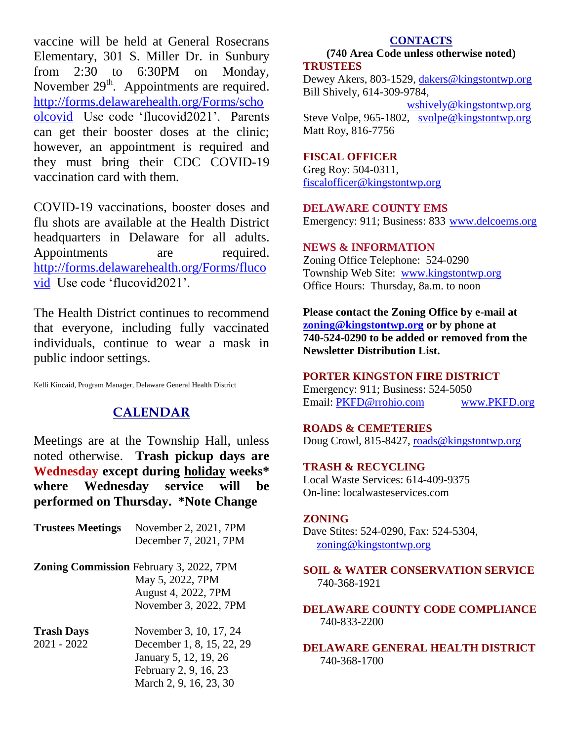vaccine will be held at General Rosecrans Elementary, 301 S. Miller Dr. in Sunbury from 2:30 to 6:30PM on Monday, November 29th. Appointments are required. http://forms.delawarehealth.org/Forms/schoolcovid Use code 'flucovid2021'. Parents can get their booster doses at the clinic; however, an appointment is required and they must bring their CDC COVID-19 vaccination card with them.

COVID-19 vaccinations, booster doses and flu shots are available at the Health District headquarters in Delaware for all adults. Appointments are required. http://forms.delawarehealth.org/Forms/flucovid Use code 'flucovid2021'.

The Health District continues to recommend that everyone, including fully vaccinated individuals, continue to wear a mask in public indoor settings.

Kelli Kincaid, Program Manager, Delaware General Health District

## CALENDAR

Meetings are at the Township Hall, unless noted otherwise. **Trash pickup days are Wednesday except during holiday weeks\* where Wednesday service will be performed on Thursday. \*Note Change**

| | |
|---|---|
| **Trustees Meetings** | November 2, 2021, 7PM |
| | December 7, 2021, 7PM |
| **Zoning Commission** | February 3, 2022, 7PM |
| | May 5, 2022, 7PM |
| | August 4, 2022, 7PM |
| | November 3, 2022, 7PM |
| **Trash Days** | November 3, 10, 17, 24 |
| 2021 - 2022 | December 1, 8, 15, 22, 29 |
| | January 5, 12, 19, 26 |
| | February 2, 9, 16, 23 |
| | March 2, 9, 16, 23, 30 |

## CONTACTS

**(740 Area Code unless otherwise noted)**

**TRUSTEES**
Dewey Akers, 803-1529, dakers@kingstontwp.org
Bill Shively, 614-309-9784, wshively@kingstontwp.org
Steve Volpe, 965-1802, svolpe@kingstontwp.org
Matt Roy, 816-7756

**FISCAL OFFICER**
Greg Roy: 504-0311, fiscalofficer@kingstontwp.org

**DELAWARE COUNTY EMS**
Emergency: 911; Business: 833 www.delcoems.org

**NEWS & INFORMATION**
Zoning Office Telephone: 524-0290
Township Web Site: www.kingstontwp.org
Office Hours: Thursday, 8a.m. to noon

**Please contact the Zoning Office by e-mail at zoning@kingstontwp.org or by phone at 740-524-0290 to be added or removed from the Newsletter Distribution List.**

**PORTER KINGSTON FIRE DISTRICT**
Emergency: 911; Business: 524-5050
Email: PKFD@rrohio.com www.PKFD.org

**ROADS & CEMETERIES**
Doug Crowl, 815-8427, roads@kingstontwp.org

**TRASH & RECYCLING**
Local Waste Services: 614-409-9375
On-line: localwasteservices.com

**ZONING**
Dave Stites: 524-0290, Fax: 524-5304, zoning@kingstontwp.org

**SOIL & WATER CONSERVATION SERVICE**
740-368-1921

**DELAWARE COUNTY CODE COMPLIANCE**
740-833-2200

**DELAWARE GENERAL HEALTH DISTRICT**
740-368-1700